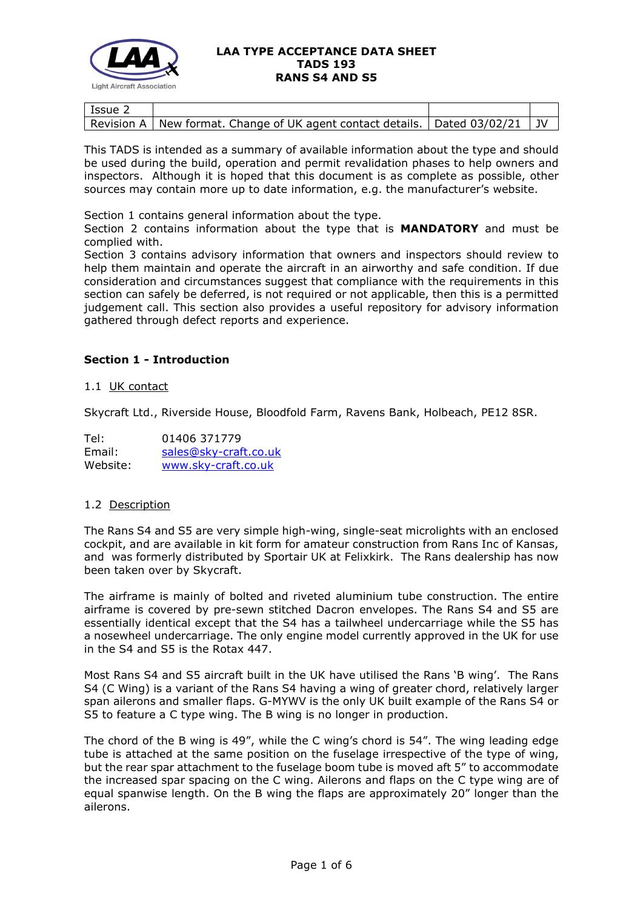**LAA TYPE ACCEPTANCE DATA SHEET**
**TADS 193**
**RANS S4 AND S5**

| Issue 2 | | | |
|---|---|---|---|
| Revision A | New format. Change of UK agent contact details. | Dated 03/02/21 | JV |

This TADS is intended as a summary of available information about the type and should be used during the build, operation and permit revalidation phases to help owners and inspectors. Although it is hoped that this document is as complete as possible, other sources may contain more up to date information, e.g. the manufacturer's website.

Section 1 contains general information about the type.
Section 2 contains information about the type that is **MANDATORY** and must be complied with.
Section 3 contains advisory information that owners and inspectors should review to help them maintain and operate the aircraft in an airworthy and safe condition. If due consideration and circumstances suggest that compliance with the requirements in this section can safely be deferred, is not required or not applicable, then this is a permitted judgement call. This section also provides a useful repository for advisory information gathered through defect reports and experience.

## Section 1 - Introduction

### 1.1 UK contact

Skycraft Ltd., Riverside House, Bloodfold Farm, Ravens Bank, Holbeach, PE12 8SR.

Tel: 01406 371779
Email: sales@sky-craft.co.uk
Website: www.sky-craft.co.uk

### 1.2 Description

The Rans S4 and S5 are very simple high-wing, single-seat microlights with an enclosed cockpit, and are available in kit form for amateur construction from Rans Inc of Kansas, and was formerly distributed by Sportair UK at Felixkirk. The Rans dealership has now been taken over by Skycraft.

The airframe is mainly of bolted and riveted aluminium tube construction. The entire airframe is covered by pre-sewn stitched Dacron envelopes. The Rans S4 and S5 are essentially identical except that the S4 has a tailwheel undercarriage while the S5 has a nosewheel undercarriage. The only engine model currently approved in the UK for use in the S4 and S5 is the Rotax 447.

Most Rans S4 and S5 aircraft built in the UK have utilised the Rans 'B wing'. The Rans S4 (C Wing) is a variant of the Rans S4 having a wing of greater chord, relatively larger span ailerons and smaller flaps. G-MYWV is the only UK built example of the Rans S4 or S5 to feature a C type wing. The B wing is no longer in production.

The chord of the B wing is 49", while the C wing's chord is 54". The wing leading edge tube is attached at the same position on the fuselage irrespective of the type of wing, but the rear spar attachment to the fuselage boom tube is moved aft 5" to accommodate the increased spar spacing on the C wing. Ailerons and flaps on the C type wing are of equal spanwise length. On the B wing the flaps are approximately 20" longer than the ailerons.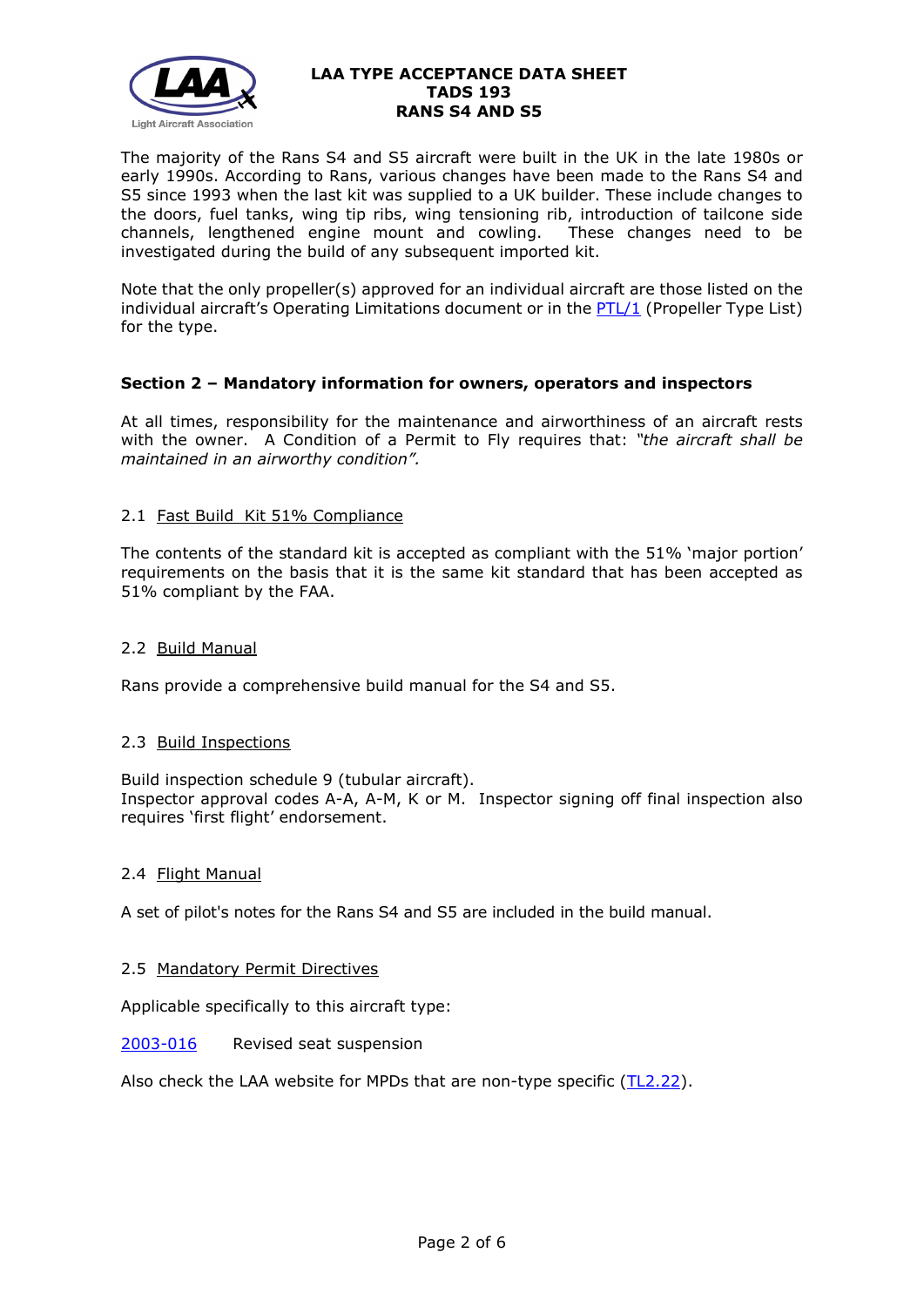The majority of the Rans S4 and S5 aircraft were built in the UK in the late 1980s or early 1990s. According to Rans, various changes have been made to the Rans S4 and S5 since 1993 when the last kit was supplied to a UK builder. These include changes to the doors, fuel tanks, wing tip ribs, wing tensioning rib, introduction of tailcone side channels, lengthened engine mount and cowling. These changes need to be investigated during the build of any subsequent imported kit.

Note that the only propeller(s) approved for an individual aircraft are those listed on the individual aircraft's Operating Limitations document or in the PTL/1 (Propeller Type List) for the type.

## Section 2 – Mandatory information for owners, operators and inspectors

At all times, responsibility for the maintenance and airworthiness of an aircraft rests with the owner. A Condition of a Permit to Fly requires that: *"the aircraft shall be maintained in an airworthy condition".*

### 2.1 Fast Build Kit 51% Compliance

The contents of the standard kit is accepted as compliant with the 51% 'major portion' requirements on the basis that it is the same kit standard that has been accepted as 51% compliant by the FAA.

### 2.2 Build Manual

Rans provide a comprehensive build manual for the S4 and S5.

### 2.3 Build Inspections

Build inspection schedule 9 (tubular aircraft).
Inspector approval codes A-A, A-M, K or M. Inspector signing off final inspection also requires 'first flight' endorsement.

### 2.4 Flight Manual

A set of pilot's notes for the Rans S4 and S5 are included in the build manual.

### 2.5 Mandatory Permit Directives

Applicable specifically to this aircraft type:

2003-016 Revised seat suspension

Also check the LAA website for MPDs that are non-type specific (TL2.22).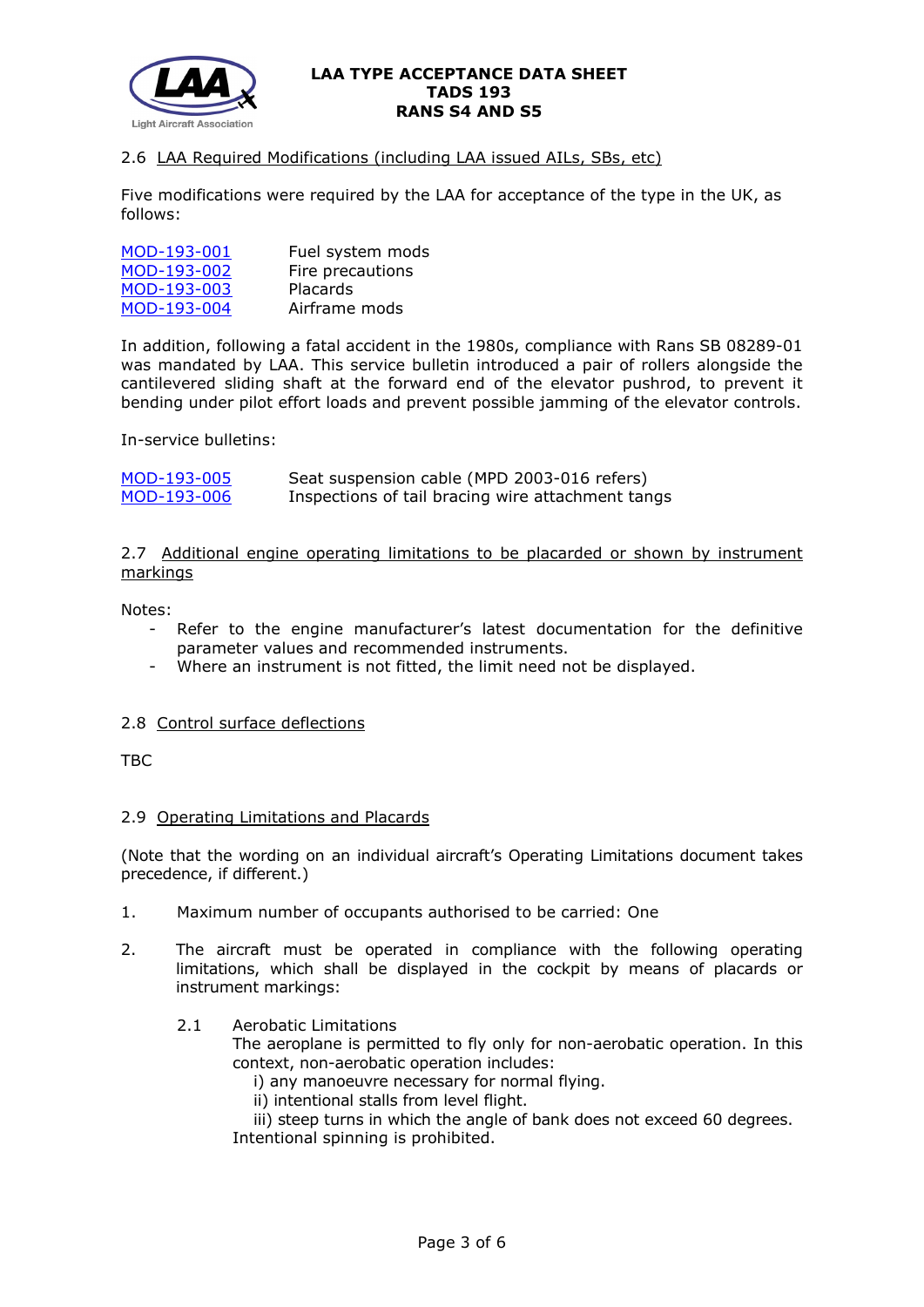2.6 LAA Required Modifications (including LAA issued AILs, SBs, etc)

Five modifications were required by the LAA for acceptance of the type in the UK, as follows:

| | |
|---|---|
| MOD-193-001 | Fuel system mods |
| MOD-193-002 | Fire precautions |
| MOD-193-003 | Placards |
| MOD-193-004 | Airframe mods |

In addition, following a fatal accident in the 1980s, compliance with Rans SB 08289-01 was mandated by LAA. This service bulletin introduced a pair of rollers alongside the cantilevered sliding shaft at the forward end of the elevator pushrod, to prevent it bending under pilot effort loads and prevent possible jamming of the elevator controls.

In-service bulletins:

| | |
|---|---|
| MOD-193-005 | Seat suspension cable (MPD 2003-016 refers) |
| MOD-193-006 | Inspections of tail bracing wire attachment tangs |

2.7 Additional engine operating limitations to be placarded or shown by instrument markings

Notes:

- Refer to the engine manufacturer's latest documentation for the definitive parameter values and recommended instruments.
- Where an instrument is not fitted, the limit need not be displayed.

2.8 Control surface deflections

TBC

2.9 Operating Limitations and Placards

(Note that the wording on an individual aircraft's Operating Limitations document takes precedence, if different.)

1. Maximum number of occupants authorised to be carried: One

2. The aircraft must be operated in compliance with the following operating limitations, which shall be displayed in the cockpit by means of placards or instrument markings:

   2.1 Aerobatic Limitations
   The aeroplane is permitted to fly only for non-aerobatic operation. In this context, non-aerobatic operation includes:
   i) any manoeuvre necessary for normal flying.
   ii) intentional stalls from level flight.
   iii) steep turns in which the angle of bank does not exceed 60 degrees.
   Intentional spinning is prohibited.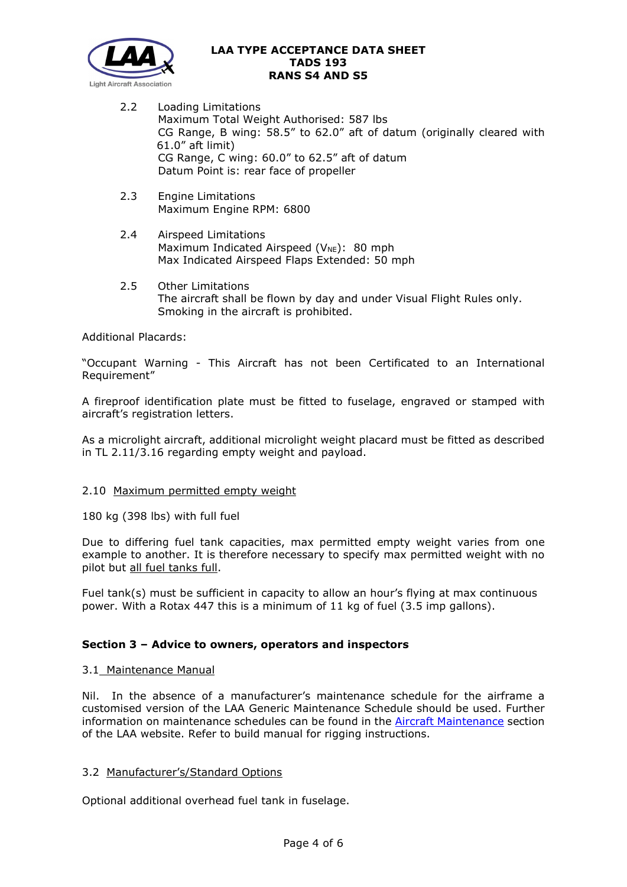2.2 Loading Limitations
Maximum Total Weight Authorised: 587 lbs
CG Range, B wing: 58.5" to 62.0" aft of datum (originally cleared with 61.0" aft limit)
CG Range, C wing: 60.0" to 62.5" aft of datum
Datum Point is: rear face of propeller

2.3 Engine Limitations
Maximum Engine RPM: 6800

2.4 Airspeed Limitations
Maximum Indicated Airspeed ($V_{NE}$): 80 mph
Max Indicated Airspeed Flaps Extended: 50 mph

2.5 Other Limitations
The aircraft shall be flown by day and under Visual Flight Rules only.
Smoking in the aircraft is prohibited.

Additional Placards:

"Occupant Warning - This Aircraft has not been Certificated to an International Requirement"

A fireproof identification plate must be fitted to fuselage, engraved or stamped with aircraft's registration letters.

As a microlight aircraft, additional microlight weight placard must be fitted as described in TL 2.11/3.16 regarding empty weight and payload.

2.10 Maximum permitted empty weight

180 kg (398 lbs) with full fuel

Due to differing fuel tank capacities, max permitted empty weight varies from one example to another. It is therefore necessary to specify max permitted weight with no pilot but all fuel tanks full.

Fuel tank(s) must be sufficient in capacity to allow an hour's flying at max continuous power. With a Rotax 447 this is a minimum of 11 kg of fuel (3.5 imp gallons).

## Section 3 – Advice to owners, operators and inspectors

3.1 Maintenance Manual

Nil. In the absence of a manufacturer's maintenance schedule for the airframe a customised version of the LAA Generic Maintenance Schedule should be used. Further information on maintenance schedules can be found in the Aircraft Maintenance section of the LAA website. Refer to build manual for rigging instructions.

3.2 Manufacturer's/Standard Options

Optional additional overhead fuel tank in fuselage.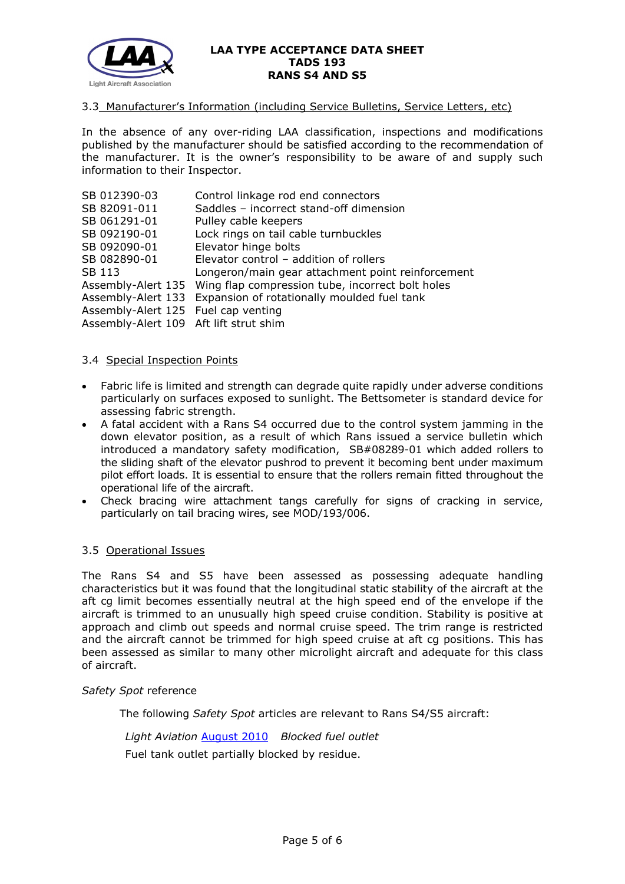### 3.3 Manufacturer's Information (including Service Bulletins, Service Letters, etc)

In the absence of any over-riding LAA classification, inspections and modifications published by the manufacturer should be satisfied according to the recommendation of the manufacturer. It is the owner's responsibility to be aware of and supply such information to their Inspector.

| | |
|---|---|
| SB 012390-03 | Control linkage rod end connectors |
| SB 82091-011 | Saddles – incorrect stand-off dimension |
| SB 061291-01 | Pulley cable keepers |
| SB 092190-01 | Lock rings on tail cable turnbuckles |
| SB 092090-01 | Elevator hinge bolts |
| SB 082890-01 | Elevator control – addition of rollers |
| SB 113 | Longeron/main gear attachment point reinforcement |
| Assembly-Alert 135 | Wing flap compression tube, incorrect bolt holes |
| Assembly-Alert 133 | Expansion of rotationally moulded fuel tank |
| Assembly-Alert 125 | Fuel cap venting |
| Assembly-Alert 109 | Aft lift strut shim |

### 3.4 Special Inspection Points

- Fabric life is limited and strength can degrade quite rapidly under adverse conditions particularly on surfaces exposed to sunlight. The Bettsometer is standard device for assessing fabric strength.
- A fatal accident with a Rans S4 occurred due to the control system jamming in the down elevator position, as a result of which Rans issued a service bulletin which introduced a mandatory safety modification, SB#08289-01 which added rollers to the sliding shaft of the elevator pushrod to prevent it becoming bent under maximum pilot effort loads. It is essential to ensure that the rollers remain fitted throughout the operational life of the aircraft.
- Check bracing wire attachment tangs carefully for signs of cracking in service, particularly on tail bracing wires, see MOD/193/006.

### 3.5 Operational Issues

The Rans S4 and S5 have been assessed as possessing adequate handling characteristics but it was found that the longitudinal static stability of the aircraft at the aft cg limit becomes essentially neutral at the high speed end of the envelope if the aircraft is trimmed to an unusually high speed cruise condition. Stability is positive at approach and climb out speeds and normal cruise speed. The trim range is restricted and the aircraft cannot be trimmed for high speed cruise at aft cg positions. This has been assessed as similar to many other microlight aircraft and adequate for this class of aircraft.

*Safety Spot* reference

The following *Safety Spot* articles are relevant to Rans S4/S5 aircraft:

*Light Aviation* August 2010 *Blocked fuel outlet*

Fuel tank outlet partially blocked by residue.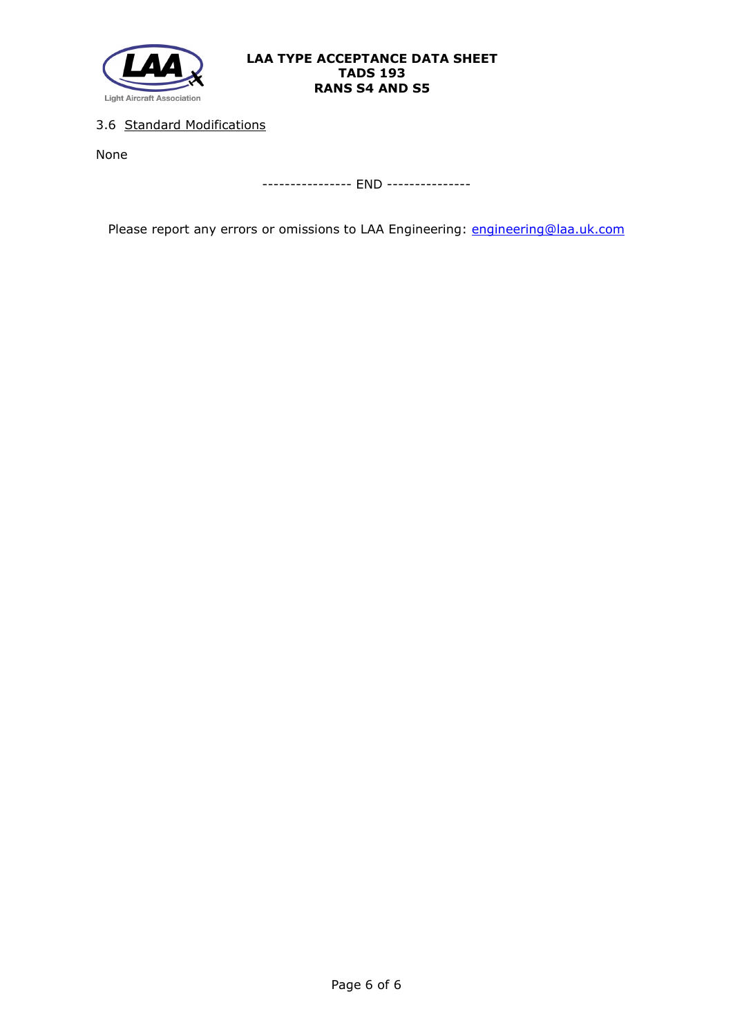### 3.6 Standard Modifications

None

---------------- END ---------------

Please report any errors or omissions to LAA Engineering: engineering@laa.uk.com